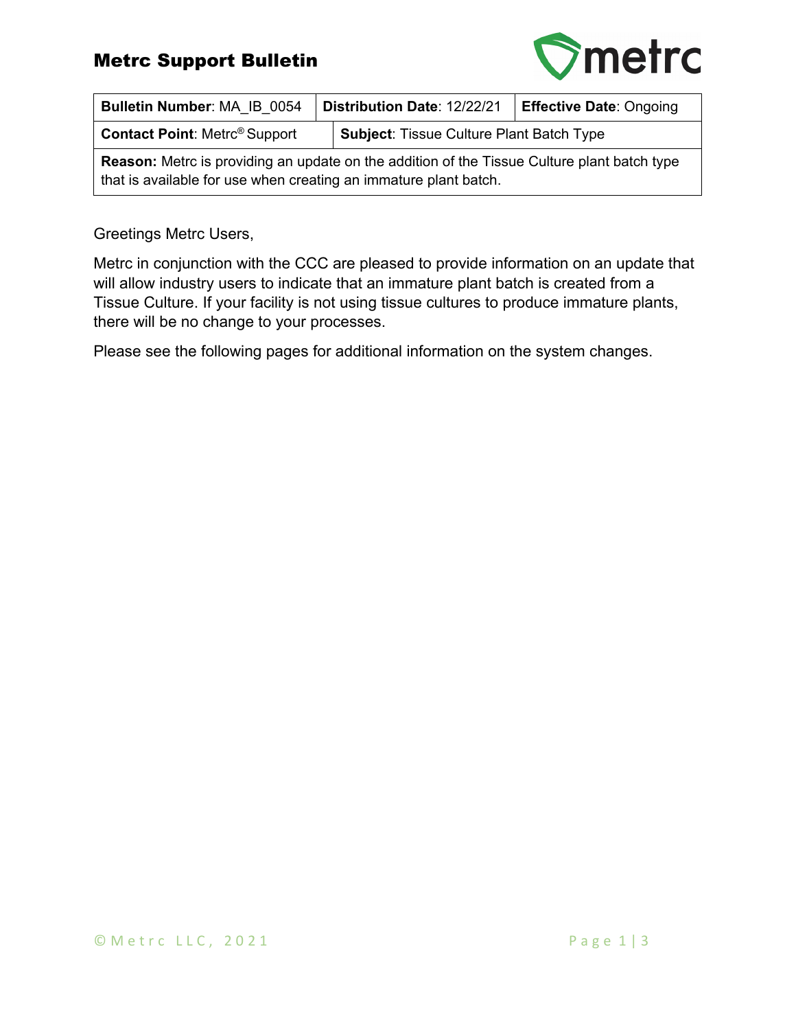# Metrc Support Bulletin

| **Bulletin Number**: MA_IB_0054 | **Distribution Date**: 12/22/21 | **Effective Date**: Ongoing |
|---|---|---|
| **Contact Point**: Metrc® Support | **Subject**: Tissue Culture Plant Batch Type | |
| **Reason:** Metrc is providing an update on the addition of the Tissue Culture plant batch type that is available for use when creating an immature plant batch. | | |

Greetings Metrc Users,

Metrc in conjunction with the CCC are pleased to provide information on an update that will allow industry users to indicate that an immature plant batch is created from a Tissue Culture. If your facility is not using tissue cultures to produce immature plants, there will be no change to your processes.

Please see the following pages for additional information on the system changes.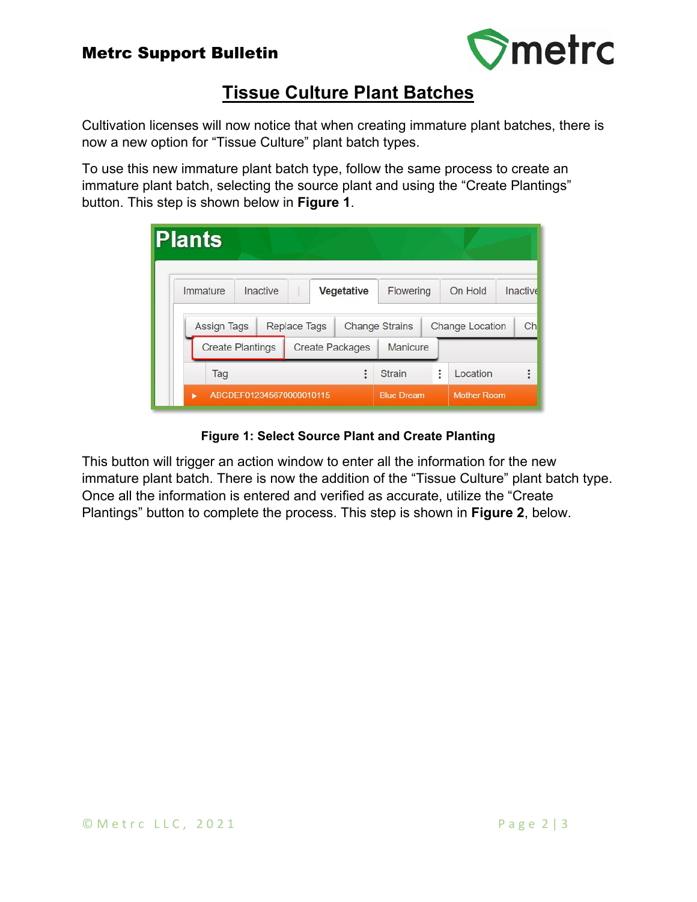# Tissue Culture Plant Batches

Cultivation licenses will now notice that when creating immature plant batches, there is now a new option for "Tissue Culture" plant batch types.

To use this new immature plant batch type, follow the same process to create an immature plant batch, selecting the source plant and using the "Create Plantings" button. This step is shown below in **Figure 1**.

**Figure 1: Select Source Plant and Create Planting**

This button will trigger an action window to enter all the information for the new immature plant batch. There is now the addition of the "Tissue Culture" plant batch type. Once all the information is entered and verified as accurate, utilize the "Create Plantings" button to complete the process. This step is shown in **Figure 2**, below.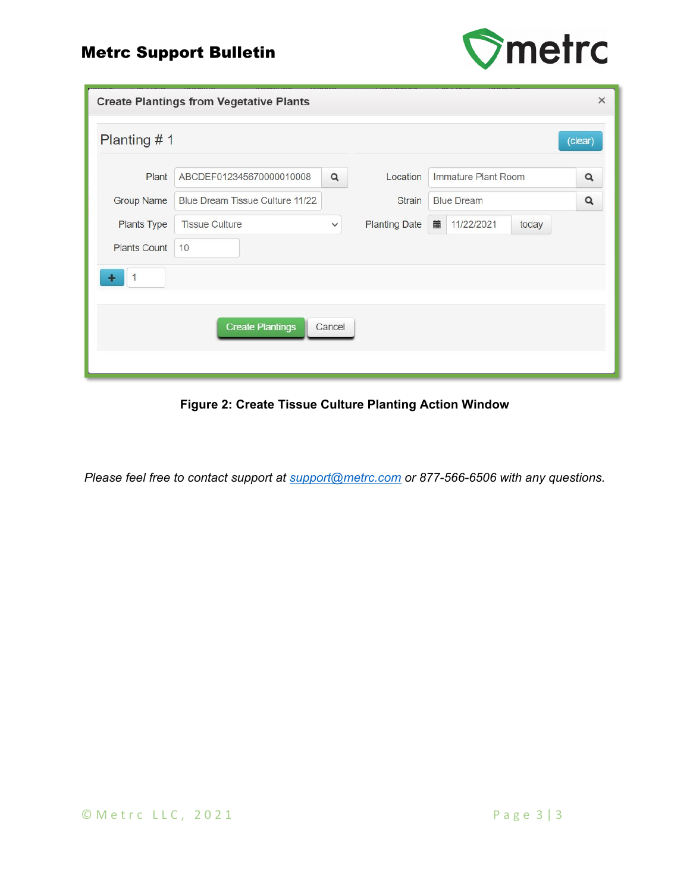**Figure 2: Create Tissue Culture Planting Action Window**

*Please feel free to contact support at [support@metrc.com](mailto:support@metrc.com) or 877-566-6506 with any questions.*